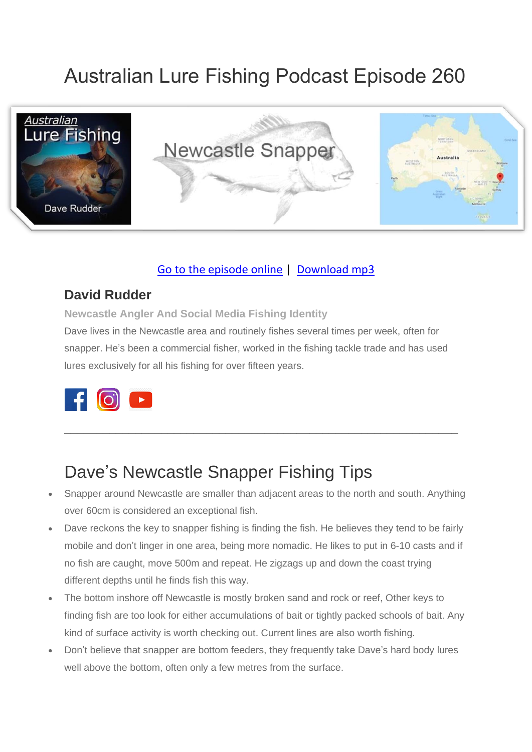# Australian Lure Fishing Podcast Episode 260

Go to the episode online | Download mp3

## David Rudder

**Newcastle Angler And Social Media Fishing Identity**

Dave lives in the Newcastle area and routinely fishes several times per week, often for snapper. He's been a commercial fisher, worked in the fishing tackle trade and has used lures exclusively for all his fishing for over fifteen years.

---

## Dave's Newcastle Snapper Fishing Tips

- Snapper around Newcastle are smaller than adjacent areas to the north and south. Anything over 60cm is considered an exceptional fish.
- Dave reckons the key to snapper fishing is finding the fish. He believes they tend to be fairly mobile and don't linger in one area, being more nomadic. He likes to put in 6-10 casts and if no fish are caught, move 500m and repeat. He zigzags up and down the coast trying different depths until he finds fish this way.
- The bottom inshore off Newcastle is mostly broken sand and rock or reef, Other keys to finding fish are too look for either accumulations of bait or tightly packed schools of bait. Any kind of surface activity is worth checking out. Current lines are also worth fishing.
- Don't believe that snapper are bottom feeders, they frequently take Dave's hard body lures well above the bottom, often only a few metres from the surface.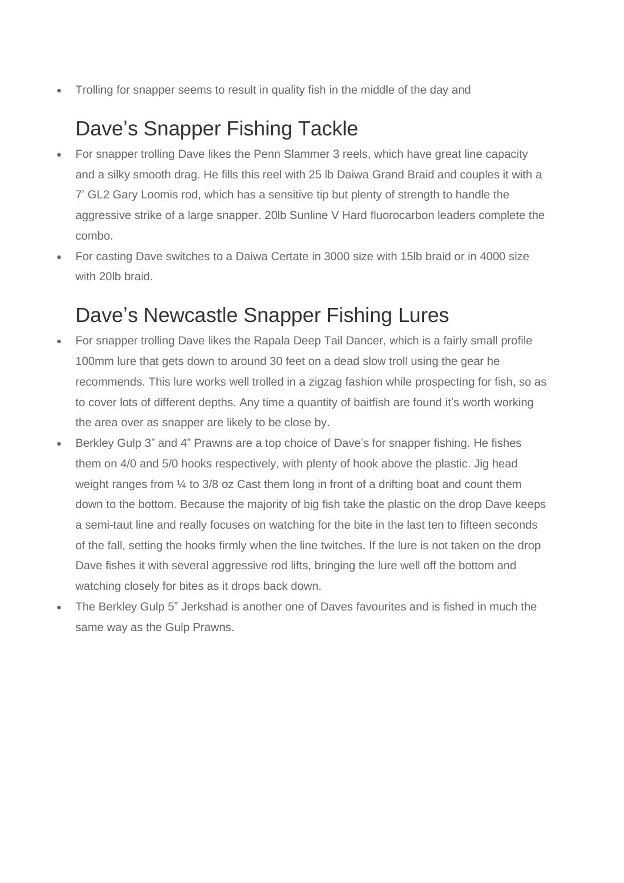- Trolling for snapper seems to result in quality fish in the middle of the day and

## Dave's Snapper Fishing Tackle

- For snapper trolling Dave likes the Penn Slammer 3 reels, which have great line capacity and a silky smooth drag. He fills this reel with 25 lb Daiwa Grand Braid and couples it with a 7' GL2 Gary Loomis rod, which has a sensitive tip but plenty of strength to handle the aggressive strike of a large snapper. 20lb Sunline V Hard fluorocarbon leaders complete the combo.
- For casting Dave switches to a Daiwa Certate in 3000 size with 15lb braid or in 4000 size with 20lb braid.

## Dave's Newcastle Snapper Fishing Lures

- For snapper trolling Dave likes the Rapala Deep Tail Dancer, which is a fairly small profile 100mm lure that gets down to around 30 feet on a dead slow troll using the gear he recommends. This lure works well trolled in a zigzag fashion while prospecting for fish, so as to cover lots of different depths. Any time a quantity of baitfish are found it's worth working the area over as snapper are likely to be close by.
- Berkley Gulp 3" and 4" Prawns are a top choice of Dave's for snapper fishing. He fishes them on 4/0 and 5/0 hooks respectively, with plenty of hook above the plastic. Jig head weight ranges from ¼ to 3/8 oz Cast them long in front of a drifting boat and count them down to the bottom. Because the majority of big fish take the plastic on the drop Dave keeps a semi-taut line and really focuses on watching for the bite in the last ten to fifteen seconds of the fall, setting the hooks firmly when the line twitches. If the lure is not taken on the drop Dave fishes it with several aggressive rod lifts, bringing the lure well off the bottom and watching closely for bites as it drops back down.
- The Berkley Gulp 5" Jerkshad is another one of Daves favourites and is fished in much the same way as the Gulp Prawns.